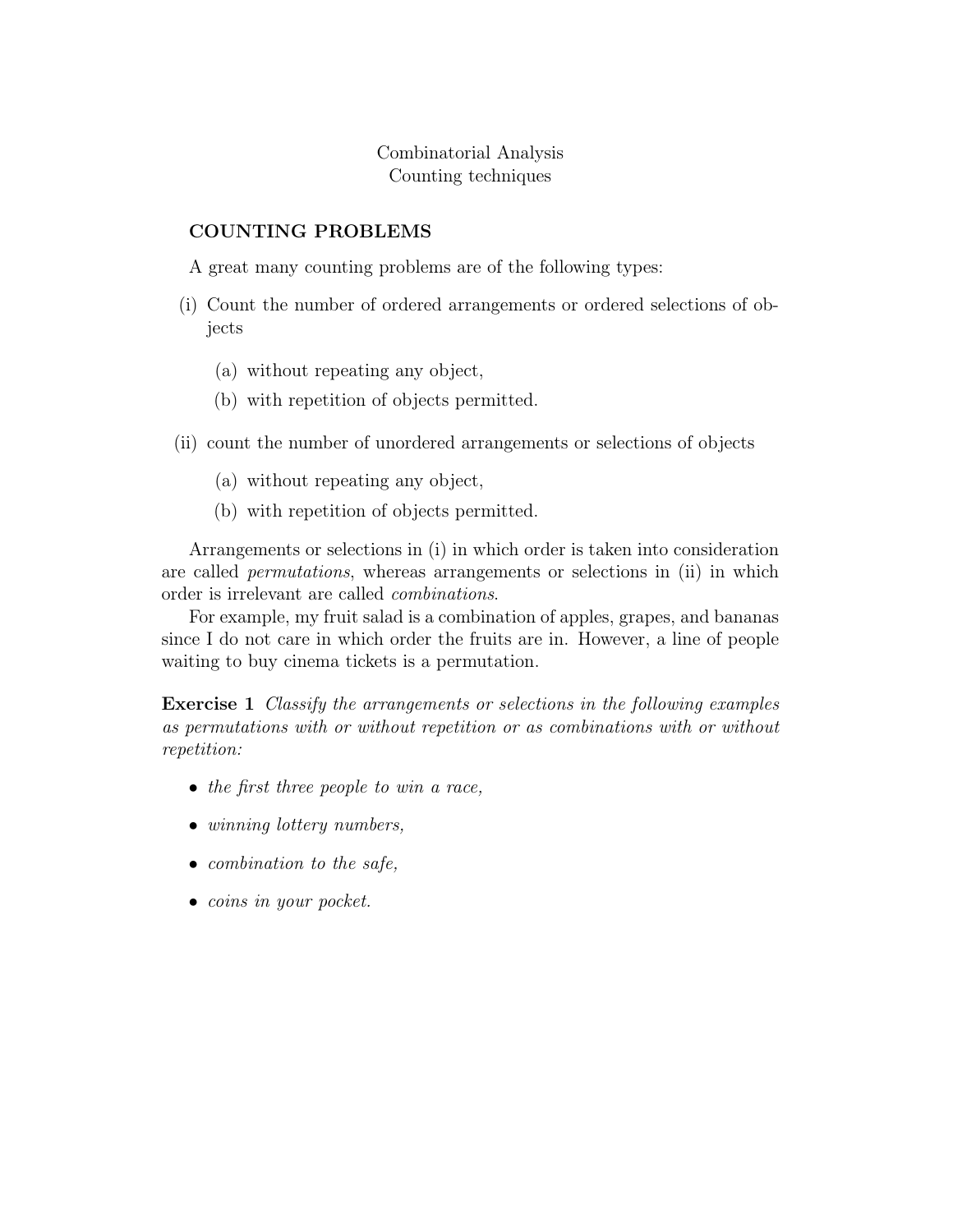# Combinatorial Analysis
## Counting techniques

### COUNTING PROBLEMS

A great many counting problems are of the following types:

(i) Count the number of ordered arrangements or ordered selections of objects

  (a) without repeating any object,

  (b) with repetition of objects permitted.

(ii) count the number of unordered arrangements or selections of objects

  (a) without repeating any object,

  (b) with repetition of objects permitted.

Arrangements or selections in (i) in which order is taken into consideration are called *permutations*, whereas arrangements or selections in (ii) in which order is irrelevant are called *combinations*.

For example, my fruit salad is a combination of apples, grapes, and bananas since I do not care in which order the fruits are in. However, a line of people waiting to buy cinema tickets is a permutation.

**Exercise 1** *Classify the arrangements or selections in the following examples as permutations with or without repetition or as combinations with or without repetition:*

- *the first three people to win a race,*
- *winning lottery numbers,*
- *combination to the safe,*
- *coins in your pocket.*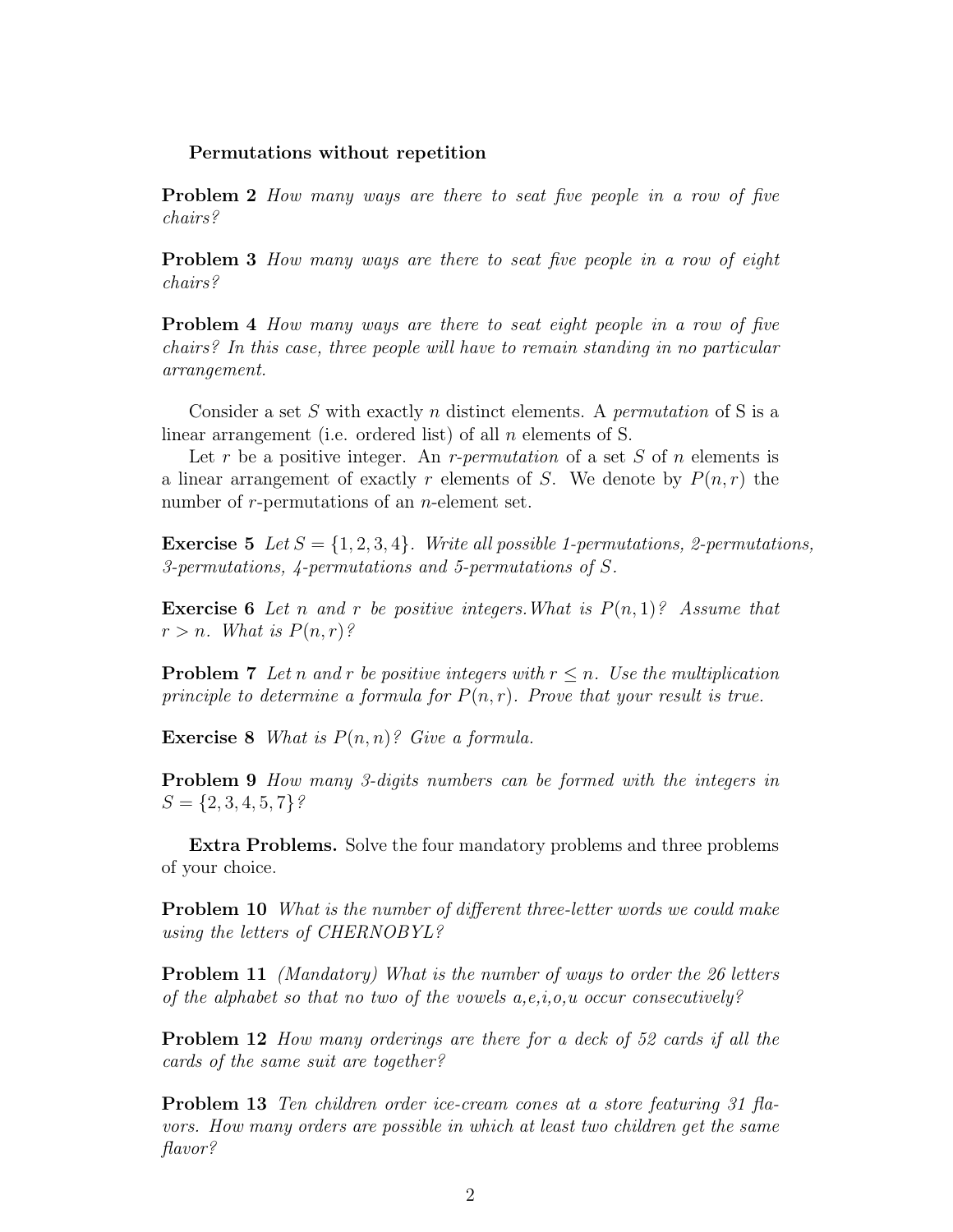**Permutations without repetition**

**Problem 2** *How many ways are there to seat five people in a row of five chairs?*

**Problem 3** *How many ways are there to seat five people in a row of eight chairs?*

**Problem 4** *How many ways are there to seat eight people in a row of five chairs? In this case, three people will have to remain standing in no particular arrangement.*

Consider a set $S$ with exactly $n$ distinct elements. A *permutation* of S is a linear arrangement (i.e. ordered list) of all $n$ elements of S.

Let $r$ be a positive integer. An *r-permutation* of a set $S$ of $n$ elements is a linear arrangement of exactly $r$ elements of $S$. We denote by $P(n, r)$ the number of $r$-permutations of an $n$-element set.

**Exercise 5** *Let $S = \{1, 2, 3, 4\}$. Write all possible 1-permutations, 2-permutations, 3-permutations, 4-permutations and 5-permutations of $S$.*

**Exercise 6** *Let $n$ and $r$ be positive integers. What is $P(n, 1)$? Assume that $r > n$. What is $P(n, r)$?*

**Problem 7** *Let $n$ and $r$ be positive integers with $r \leq n$. Use the multiplication principle to determine a formula for $P(n, r)$. Prove that your result is true.*

**Exercise 8** *What is $P(n, n)$? Give a formula.*

**Problem 9** *How many 3-digits numbers can be formed with the integers in $S = \{2, 3, 4, 5, 7\}$?*

**Extra Problems.** Solve the four mandatory problems and three problems of your choice.

**Problem 10** *What is the number of different three-letter words we could make using the letters of CHERNOBYL?*

**Problem 11** *(Mandatory) What is the number of ways to order the 26 letters of the alphabet so that no two of the vowels a,e,i,o,u occur consecutively?*

**Problem 12** *How many orderings are there for a deck of 52 cards if all the cards of the same suit are together?*

**Problem 13** *Ten children order ice-cream cones at a store featuring 31 flavors. How many orders are possible in which at least two children get the same flavor?*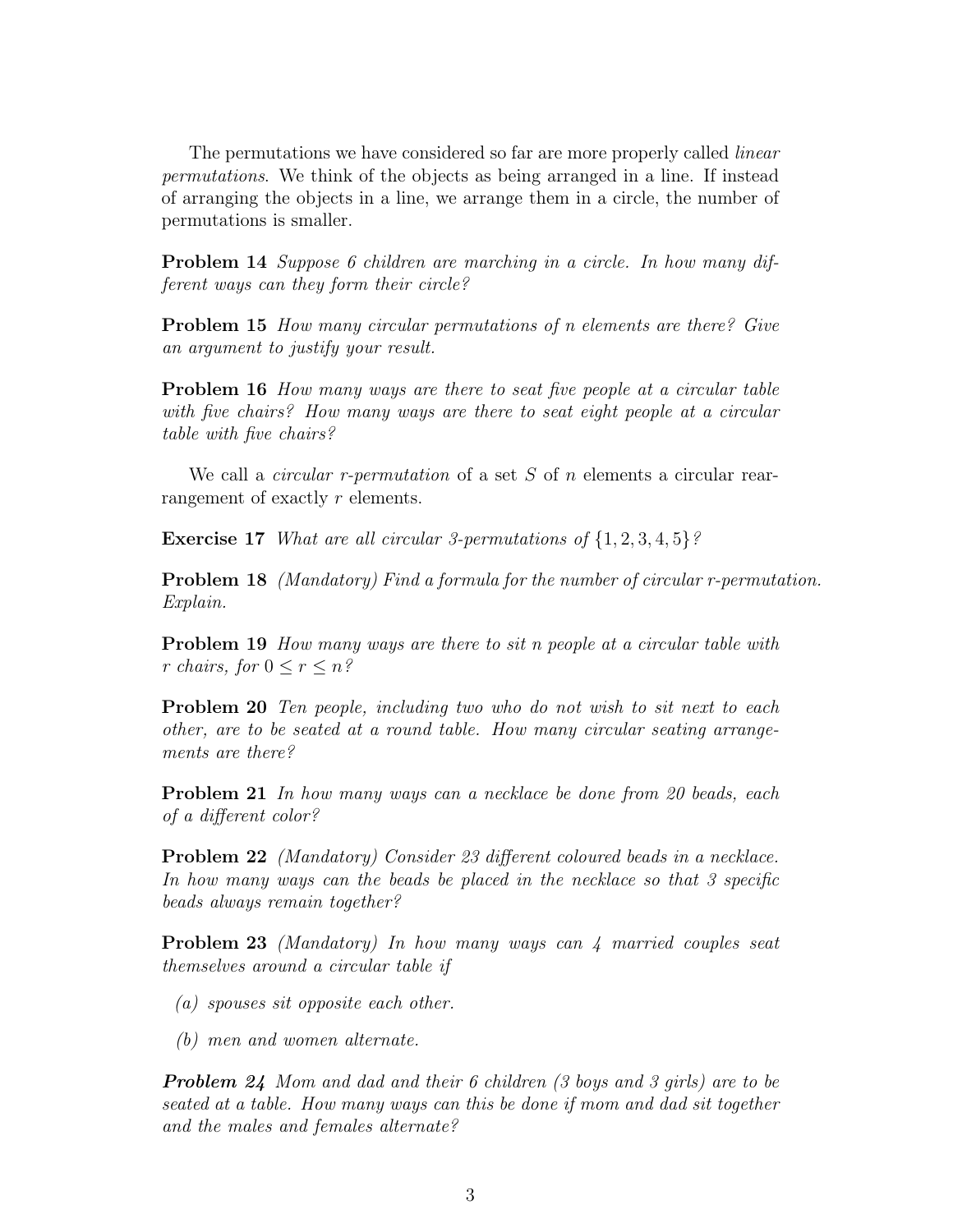The permutations we have considered so far are more properly called *linear permutations*. We think of the objects as being arranged in a line. If instead of arranging the objects in a line, we arrange them in a circle, the number of permutations is smaller.

**Problem 14** *Suppose 6 children are marching in a circle. In how many different ways can they form their circle?*

**Problem 15** *How many circular permutations of n elements are there? Give an argument to justify your result.*

**Problem 16** *How many ways are there to seat five people at a circular table with five chairs? How many ways are there to seat eight people at a circular table with five chairs?*

We call a *circular r-permutation* of a set $S$ of $n$ elements a circular rearrangement of exactly $r$ elements.

**Exercise 17** *What are all circular 3-permutations of* $\{1, 2, 3, 4, 5\}$*?*

**Problem 18** *(Mandatory) Find a formula for the number of circular r-permutation. Explain.*

**Problem 19** *How many ways are there to sit n people at a circular table with r chairs, for* $0 \leq r \leq n$*?*

**Problem 20** *Ten people, including two who do not wish to sit next to each other, are to be seated at a round table. How many circular seating arrangements are there?*

**Problem 21** *In how many ways can a necklace be done from 20 beads, each of a different color?*

**Problem 22** *(Mandatory) Consider 23 different coloured beads in a necklace. In how many ways can the beads be placed in the necklace so that 3 specific beads always remain together?*

**Problem 23** *(Mandatory) In how many ways can 4 married couples seat themselves around a circular table if*

*(a) spouses sit opposite each other.*

*(b) men and women alternate.*

***Problem 24*** *Mom and dad and their 6 children (3 boys and 3 girls) are to be seated at a table. How many ways can this be done if mom and dad sit together and the males and females alternate?*